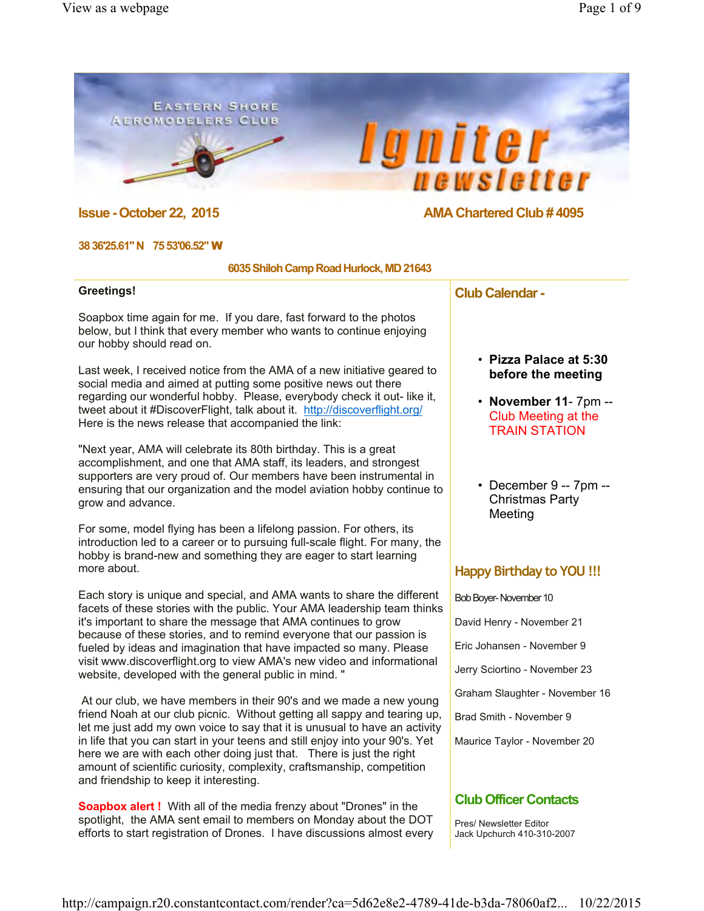# Eastern Shore Aeromodelers Club — Igniter newsletter

**Issue - October 22, 2015**

**AMA Chartered Club # 4095**

**38 36'25.61" N 75 53'06.52" W**

**6035 Shiloh Camp Road Hurlock, MD 21643**

**Greetings!**

Soapbox time again for me. If you dare, fast forward to the photos below, but I think that every member who wants to continue enjoying our hobby should read on.

Last week, I received notice from the AMA of a new initiative geared to social media and aimed at putting some positive news out there regarding our wonderful hobby. Please, everybody check it out- like it, tweet about it #DiscoverFlight, talk about it. http://discoverflight.org/ Here is the news release that accompanied the link:

"Next year, AMA will celebrate its 80th birthday. This is a great accomplishment, and one that AMA staff, its leaders, and strongest supporters are very proud of. Our members have been instrumental in ensuring that our organization and the model aviation hobby continue to grow and advance.

For some, model flying has been a lifelong passion. For others, its introduction led to a career or to pursuing full-scale flight. For many, the hobby is brand-new and something they are eager to start learning more about.

Each story is unique and special, and AMA wants to share the different facets of these stories with the public. Your AMA leadership team thinks it's important to share the message that AMA continues to grow because of these stories, and to remind everyone that our passion is fueled by ideas and imagination that have impacted so many. Please visit www.discoverflight.org to view AMA's new video and informational website, developed with the general public in mind. "

At our club, we have members in their 90's and we made a new young friend Noah at our club picnic. Without getting all sappy and tearing up, let me just add my own voice to say that it is unusual to have an activity in life that you can start in your teens and still enjoy into your 90's. Yet here we are with each other doing just that. There is just the right amount of scientific curiosity, complexity, craftsmanship, competition and friendship to keep it interesting.

**Soapbox alert !** With all of the media frenzy about "Drones" in the spotlight, the AMA sent email to members on Monday about the DOT efforts to start registration of Drones. I have discussions almost every

## Club Calendar -

- **Pizza Palace at 5:30 before the meeting**
- **November 11**- 7pm -- Club Meeting at the TRAIN STATION
- December 9 -- 7pm -- Christmas Party Meeting

## Happy Birthday to YOU !!!

Bob Boyer- November 10

David Henry - November 21

Eric Johansen - November 9

Jerry Sciortino - November 23

Graham Slaughter - November 16

Brad Smith - November 9

Maurice Taylor - November 20

## Club Officer Contacts

Pres/ Newsletter Editor
Jack Upchurch 410-310-2007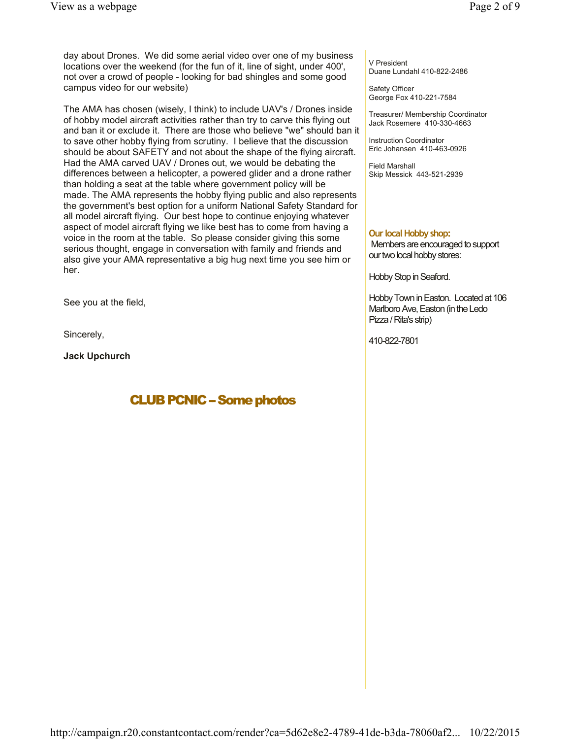day about Drones. We did some aerial video over one of my business locations over the weekend (for the fun of it, line of sight, under 400', not over a crowd of people - looking for bad shingles and some good campus video for our website)

The AMA has chosen (wisely, I think) to include UAV's / Drones inside of hobby model aircraft activities rather than try to carve this flying out and ban it or exclude it. There are those who believe "we" should ban it to save other hobby flying from scrutiny. I believe that the discussion should be about SAFETY and not about the shape of the flying aircraft. Had the AMA carved UAV / Drones out, we would be debating the differences between a helicopter, a powered glider and a drone rather than holding a seat at the table where government policy will be made. The AMA represents the hobby flying public and also represents the government's best option for a uniform National Safety Standard for all model aircraft flying. Our best hope to continue enjoying whatever aspect of model aircraft flying we like best has to come from having a voice in the room at the table. So please consider giving this some serious thought, engage in conversation with family and friends and also give your AMA representative a big hug next time you see him or her.

See you at the field,

Sincerely,

**Jack Upchurch**

## CLUB PCNIC – Some photos

V President
Duane Lundahl 410-822-2486

Safety Officer
George Fox 410-221-7584

Treasurer/ Membership Coordinator
Jack Rosemere 410-330-4663

Instruction Coordinator
Eric Johansen 410-463-0926

Field Marshall
Skip Messick 443-521-2939

### Our local Hobby shop:

Members are encouraged to support our two local hobby stores:

Hobby Stop in Seaford.

Hobby Town in Easton. Located at 106 Marlboro Ave, Easton (in the Ledo Pizza / Rita's strip)

410-822-7801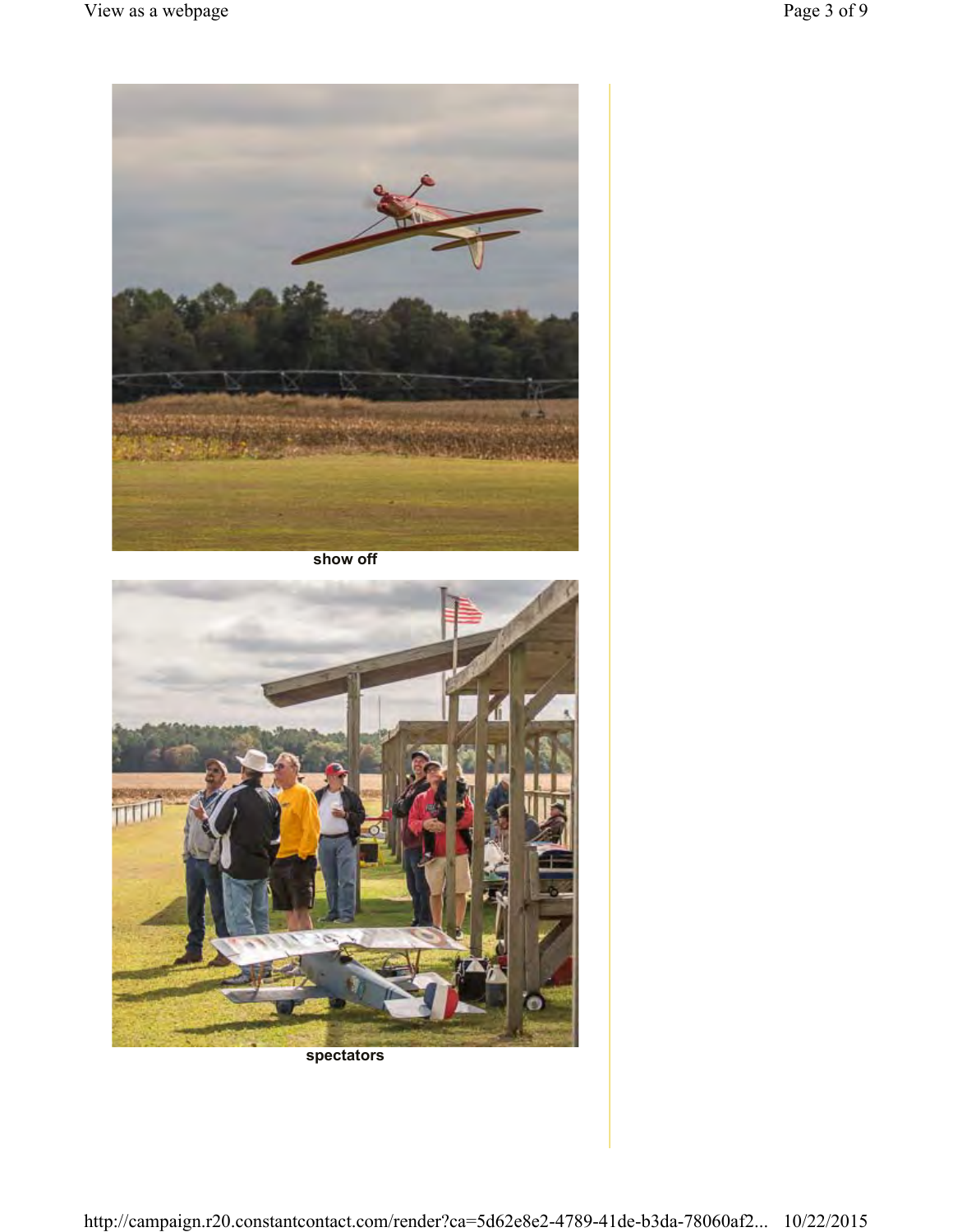show off

spectators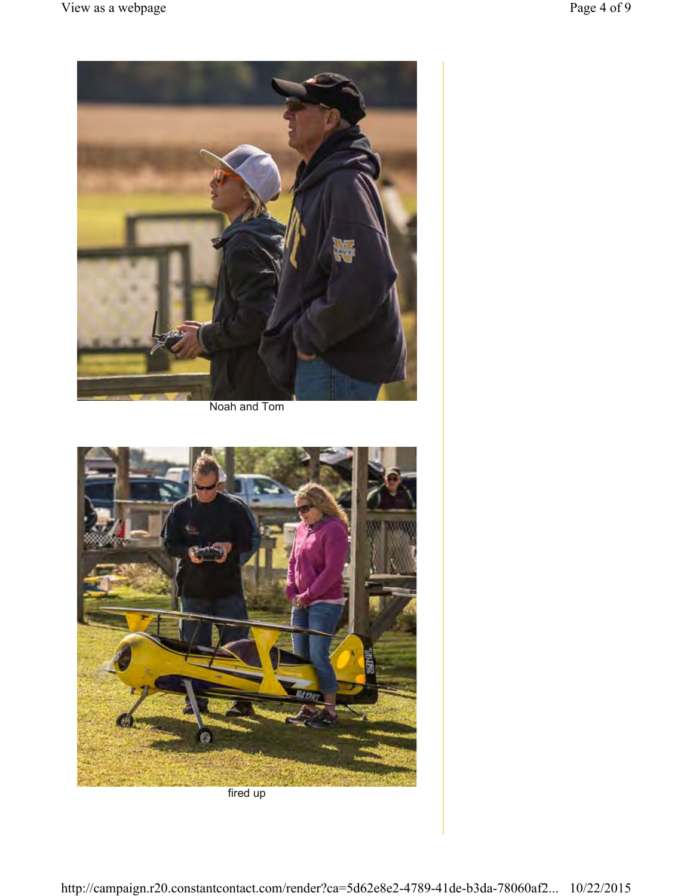Noah and Tom

fired up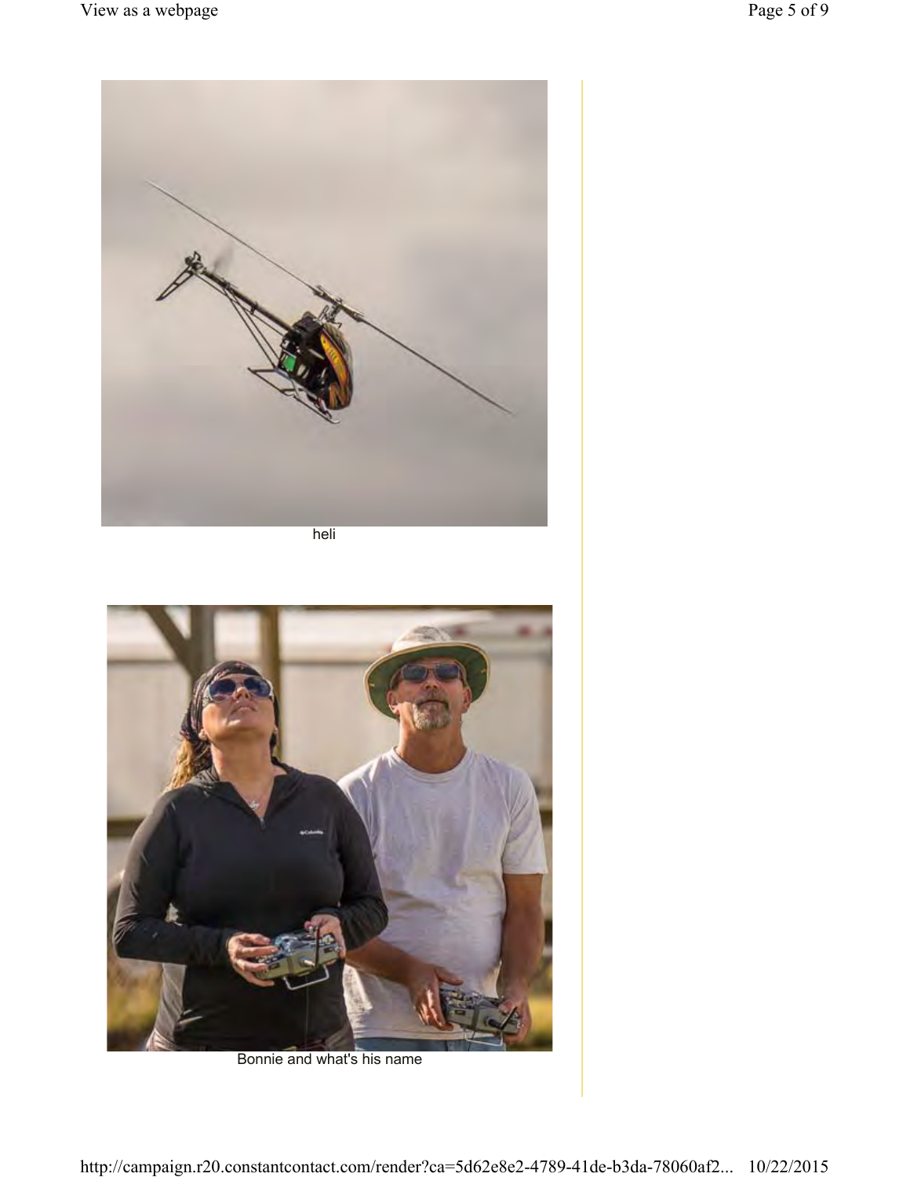heli

Bonnie and what's his name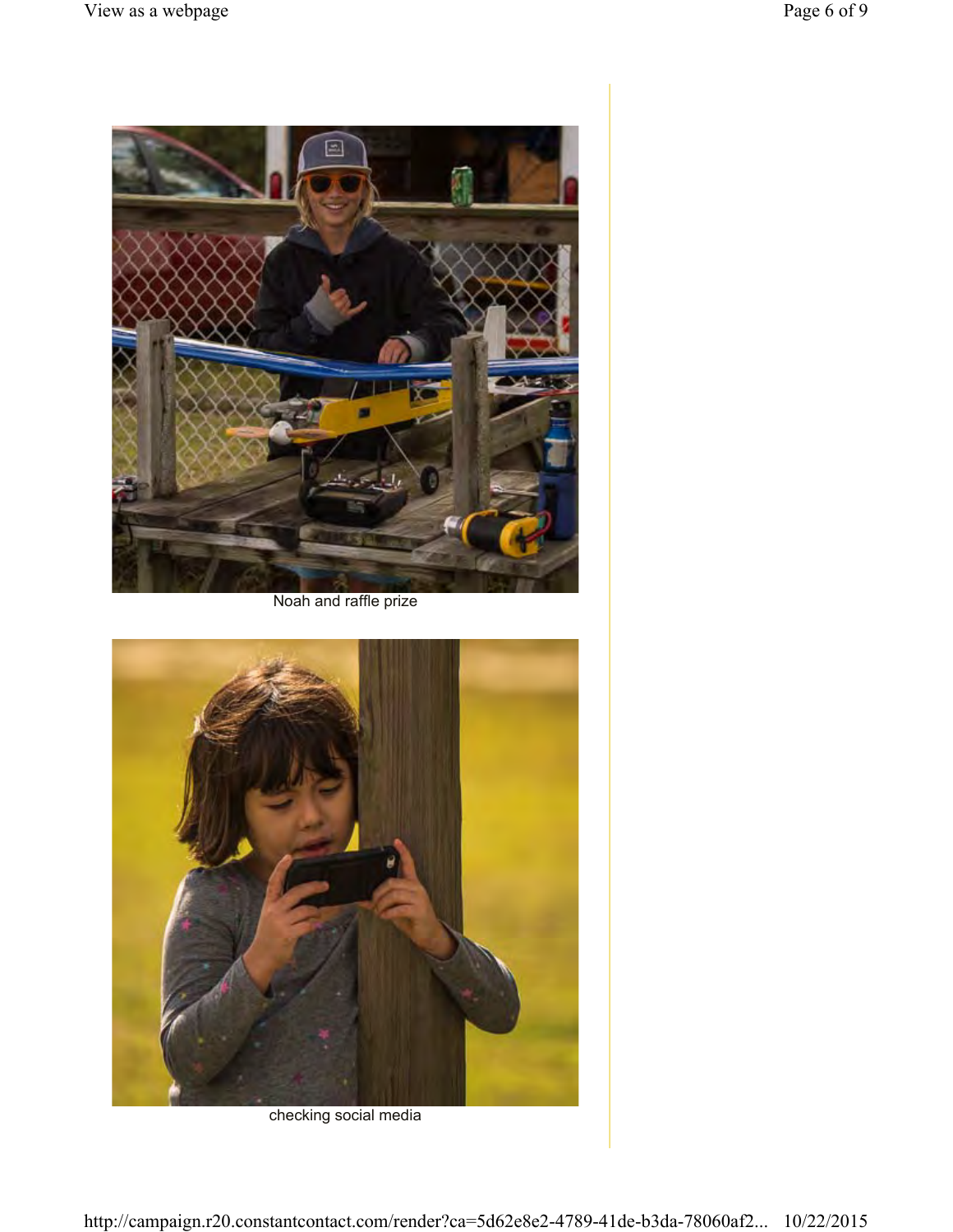Noah and raffle prize

checking social media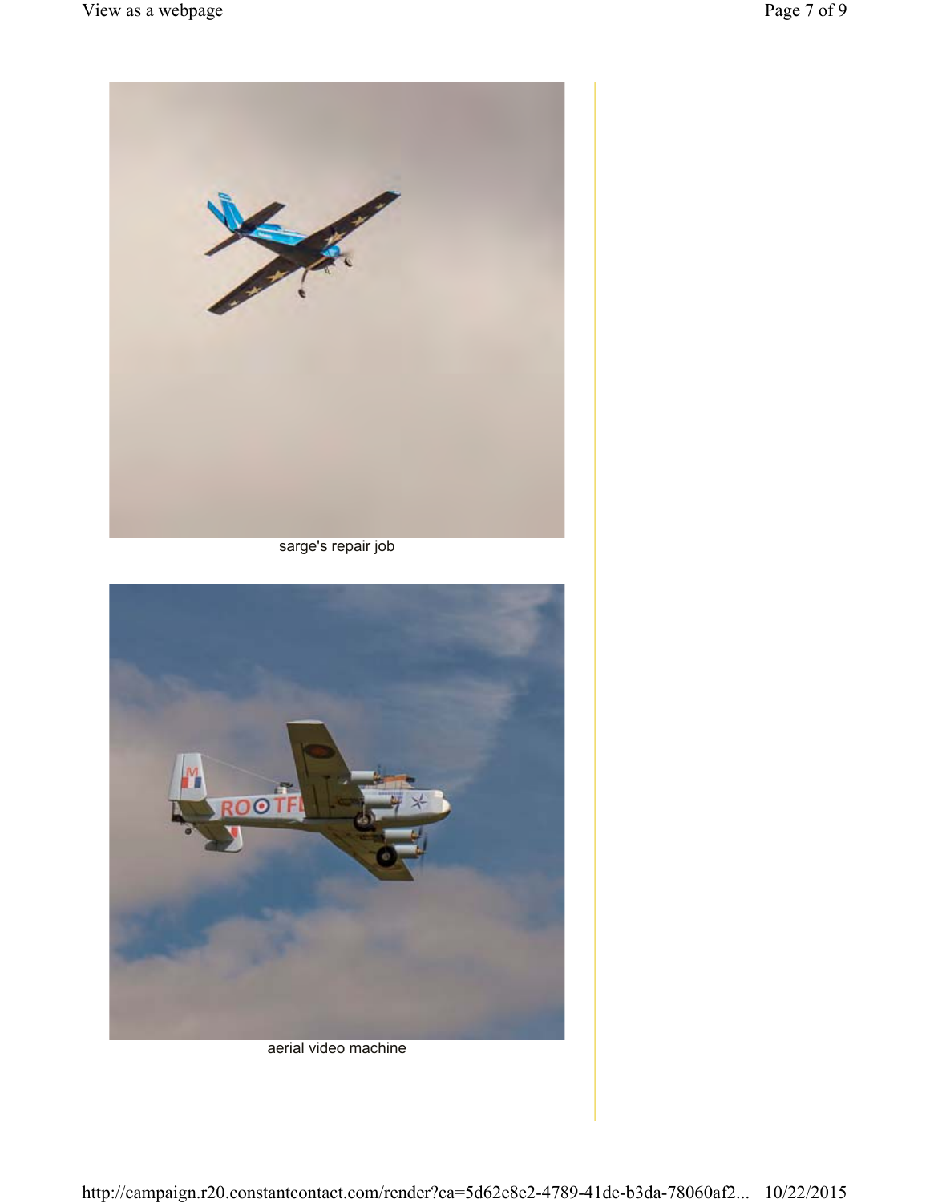sarge's repair job

aerial video machine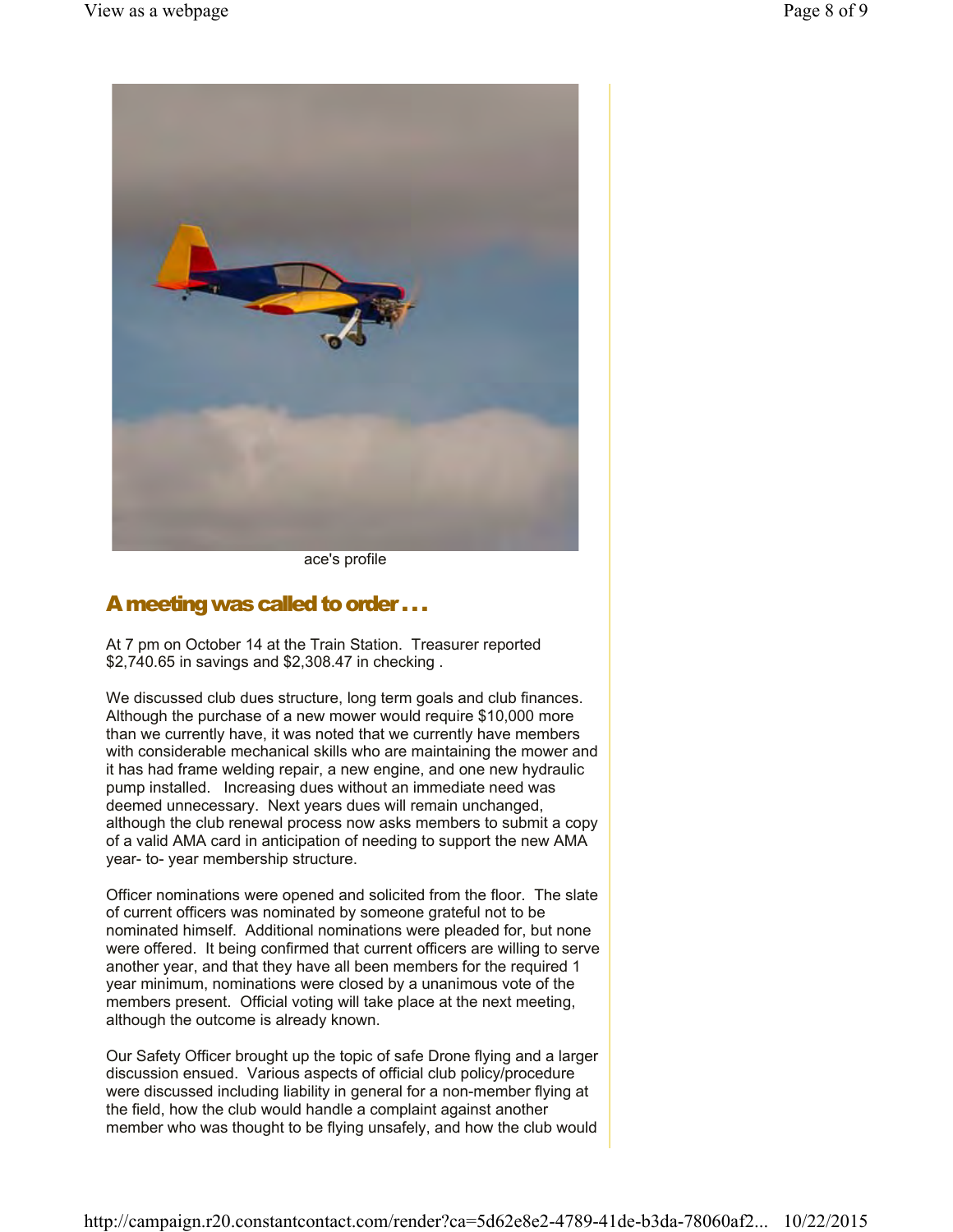ace's profile

## A meeting was called to order . . .

At 7 pm on October 14 at the Train Station. Treasurer reported $2,740.65 in savings and $2,308.47 in checking .

We discussed club dues structure, long term goals and club finances. Although the purchase of a new mower would require $10,000 more than we currently have, it was noted that we currently have members with considerable mechanical skills who are maintaining the mower and it has had frame welding repair, a new engine, and one new hydraulic pump installed. Increasing dues without an immediate need was deemed unnecessary. Next years dues will remain unchanged, although the club renewal process now asks members to submit a copy of a valid AMA card in anticipation of needing to support the new AMA year- to- year membership structure.

Officer nominations were opened and solicited from the floor. The slate of current officers was nominated by someone grateful not to be nominated himself. Additional nominations were pleaded for, but none were offered. It being confirmed that current officers are willing to serve another year, and that they have all been members for the required 1 year minimum, nominations were closed by a unanimous vote of the members present. Official voting will take place at the next meeting, although the outcome is already known.

Our Safety Officer brought up the topic of safe Drone flying and a larger discussion ensued. Various aspects of official club policy/procedure were discussed including liability in general for a non-member flying at the field, how the club would handle a complaint against another member who was thought to be flying unsafely, and how the club would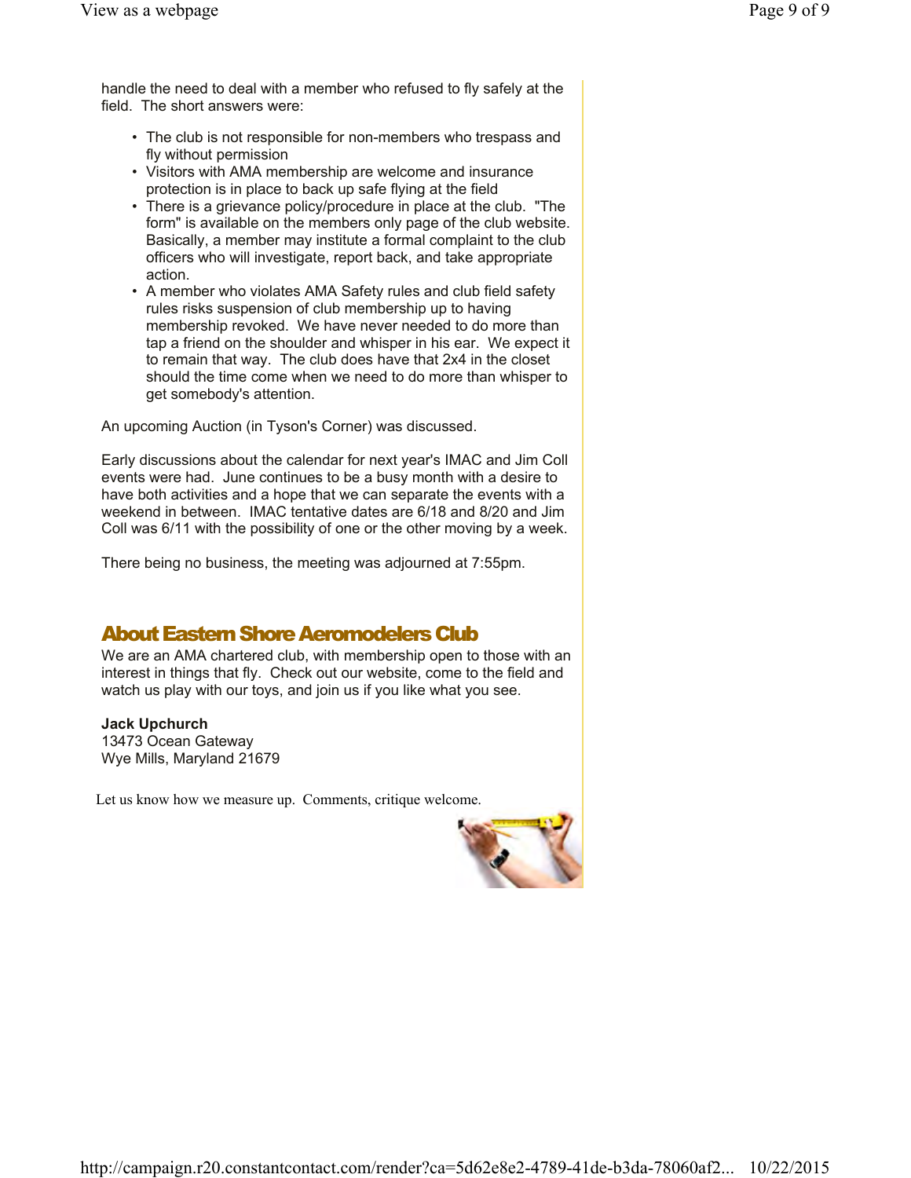handle the need to deal with a member who refused to fly safely at the field. The short answers were:

- The club is not responsible for non-members who trespass and fly without permission
- Visitors with AMA membership are welcome and insurance protection is in place to back up safe flying at the field
- There is a grievance policy/procedure in place at the club. "The form" is available on the members only page of the club website. Basically, a member may institute a formal complaint to the club officers who will investigate, report back, and take appropriate action.
- A member who violates AMA Safety rules and club field safety rules risks suspension of club membership up to having membership revoked. We have never needed to do more than tap a friend on the shoulder and whisper in his ear. We expect it to remain that way. The club does have that 2x4 in the closet should the time come when we need to do more than whisper to get somebody's attention.

An upcoming Auction (in Tyson's Corner) was discussed.

Early discussions about the calendar for next year's IMAC and Jim Coll events were had. June continues to be a busy month with a desire to have both activities and a hope that we can separate the events with a weekend in between. IMAC tentative dates are 6/18 and 8/20 and Jim Coll was 6/11 with the possibility of one or the other moving by a week.

There being no business, the meeting was adjourned at 7:55pm.

## About Eastern Shore Aeromodelers Club

We are an AMA chartered club, with membership open to those with an interest in things that fly. Check out our website, come to the field and watch us play with our toys, and join us if you like what you see.

**Jack Upchurch**
13473 Ocean Gateway
Wye Mills, Maryland 21679

Let us know how we measure up. Comments, critique welcome.